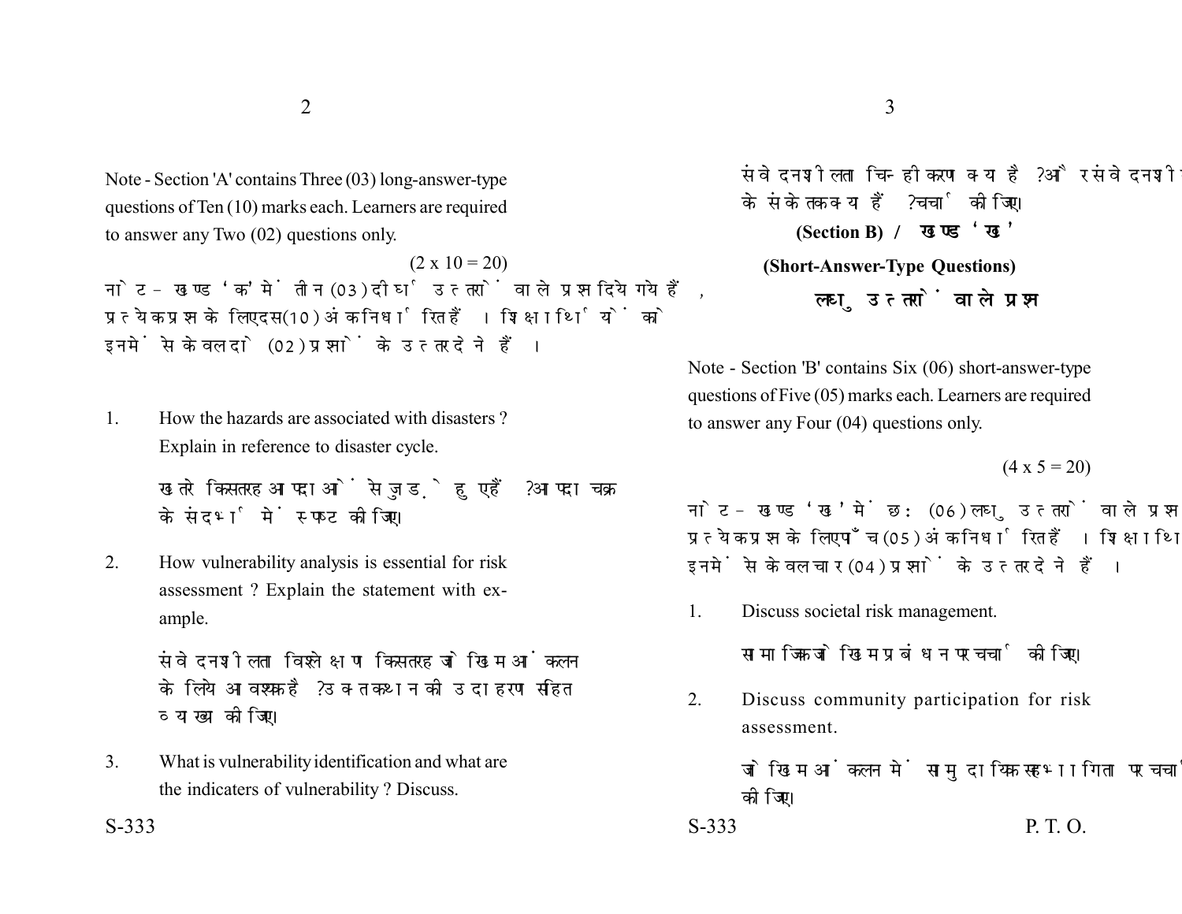Note - Section 'A' contains Three (03) long-answer-type questions of Ten (10) marks each. Learners are required to answer any Two (02) questions only.

(2 x 10 = 20)

नोट - खण्ड 'क' में तीन (03) दीर्घ उत्तरों वाले प्रश्न दिये गये हैं, प्रत्येक प्रश्न के लिए दस (10) अंक निर्धारित हैं। शिक्षार्थियों को इनमें से केवल दो (02) प्रश्नों के उत्तर देने हैं।

1. How the hazards are associated with disasters ? Explain in reference to disaster cycle.

   खतरे किस तरह आपदाओं से जुड़े हुए हैं? आपदा चक्र के संदर्भ में स्पष्ट कीजिए।

2. How vulnerability analysis is essential for risk assessment ? Explain the statement with example.

   संवेदनशीलता विश्लेषण किस तरह जोखिम आंकलन के लिये आवश्यक है? उक्त कथन की उदाहरण सहित व्याख्या कीजिए।

3. What is vulnerability identification and what are the indicaters of vulnerability ? Discuss.

   संवेदनशीलता चिन्हीकरण क्या है? और संवेदनशीलता के संकेतक क्या हैं? चर्चा कीजिए।

## (Section B) / खण्ड 'ख'

### (Short-Answer-Type Questions)

### लघु उत्तरों वाले प्रश्न

Note - Section 'B' contains Six (06) short-answer-type questions of Five (05) marks each. Learners are required to answer any Four (04) questions only.

(4 x 5 = 20)

नोट - खण्ड 'ख' में छः (06) लघु उत्तरों वाले प्रश्न दिये गये हैं, प्रत्येक प्रश्न के लिए पाँच (05) अंक निर्धारित हैं। शिक्षार्थियों को इनमें से केवल चार (04) प्रश्नों के उत्तर देने हैं।

1. Discuss societal risk management.

   सामाजिक जोखिम प्रबंधन पर चर्चा कीजिए।

2. Discuss community participation for risk assessment.

   जोखिम आंकलन में सामुदायिक सहभागिता पर चर्चा कीजिए।

P. T. O.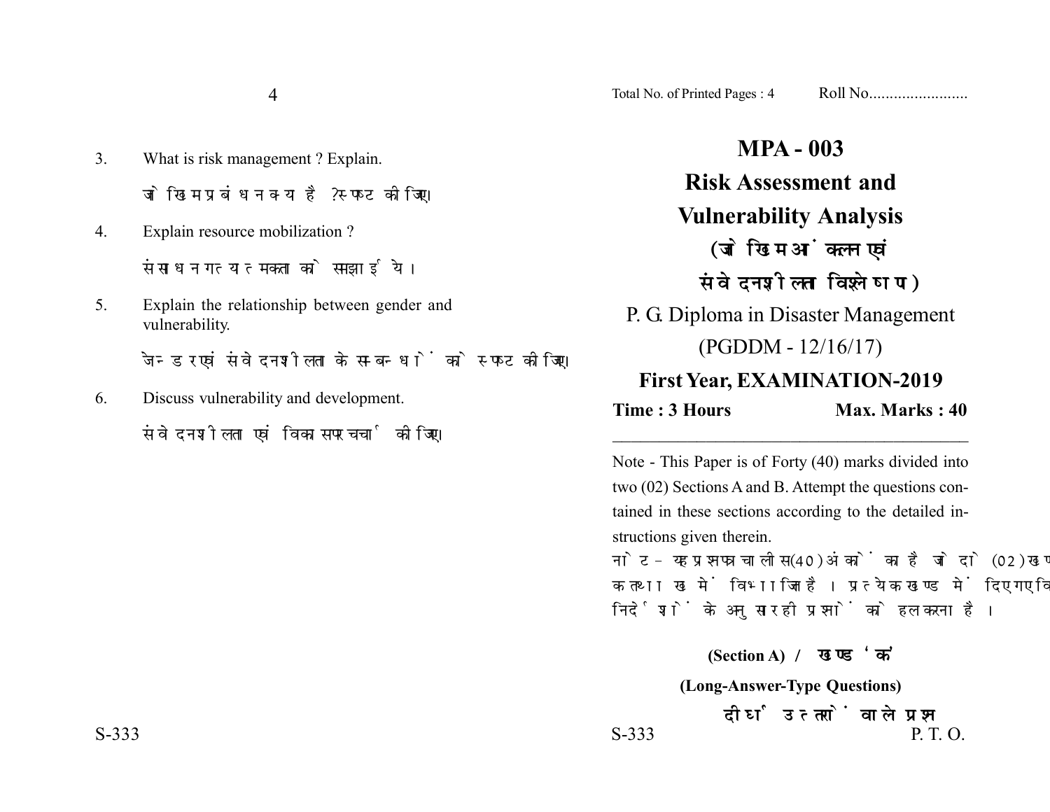3. What is risk management ? Explain.

   जोखिम प्रबंधन क्या है ? स्पष्ट कीजिए।

4. Explain resource mobilization ?

   संसाधन गतयत मक्ता को समझाईये।

5. Explain the relationship between gender and vulnerability.

   जेन्डर एवं संवेदनशीलता के सम्बन्धों को स्पष्ट कीजिए।

6. Discuss vulnerability and development.

   संवेदनशीलता एवं विकास पर चर्चा कीजिए।

# MPA - 003

## Risk Assessment and Vulnerability Analysis

## (जोखिम आंकलन एवं संवेदनशीलता विश्लेषण)

P. G. Diploma in Disaster Management

(PGDDM - 12/16/17)

**First Year, EXAMINATION-2019**

**Time : 3 Hours** **Max. Marks : 40**

Total No. of Printed Pages : 4 Roll No.......................

Note - This Paper is of Forty (40) marks divided into two (02) Sections A and B. Attempt the questions contained in these sections according to the detailed instructions given therein.

नोट - यह प्रश्नपत्र चालीस (40) अंकों का है जो दो (02) खण्डों क तथा ख में विभाजित है। प्रत्येक खण्ड में दिए गए विस्तृत निर्देशों के अनुसार ही प्रश्नों को हल करना है।

**(Section A) / खण्ड 'क'**

**(Long-Answer-Type Questions)**

**दीर्घ उत्तरों वाले प्रश्न**